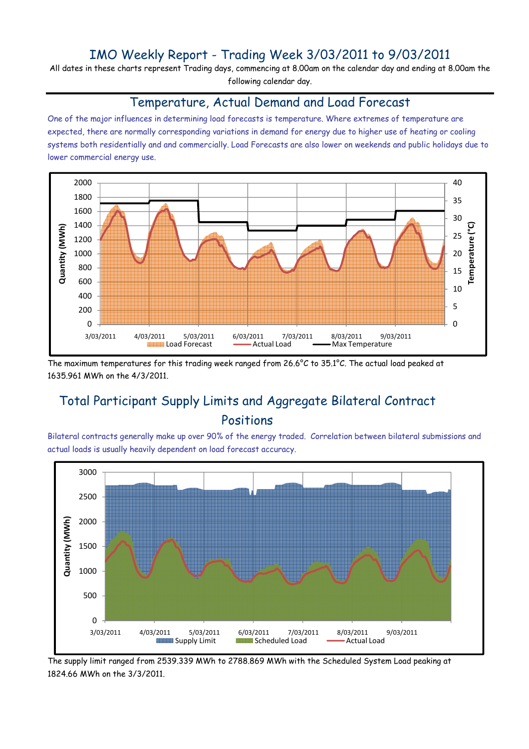# IMO Weekly Report - Trading Week 3/03/2011 to 9/03/2011

All dates in these charts represent Trading days, commencing at 8.00am on the calendar day and ending at 8.00am the following calendar day.

## Temperature, Actual Demand and Load Forecast

One of the major influences in determining load forecasts is temperature. Where extremes of temperature are expected, there are normally corresponding variations in demand for energy due to higher use of heating or cooling systems both residentially and and commercially. Load Forecasts are also lower on weekends and public holidays due to lower commercial energy use.

The maximum temperatures for this trading week ranged from 26.6°C to 35.1°C. The actual load peaked at 1635.961 MWh on the 4/3/2011.

## Total Participant Supply Limits and Aggregate Bilateral Contract Positions

Bilateral contracts generally make up over 90% of the energy traded. Correlation between bilateral submissions and actual loads is usually heavily dependent on load forecast accuracy.

The supply limit ranged from 2539.339 MWh to 2788.869 MWh with the Scheduled System Load peaking at 1824.66 MWh on the 3/3/2011.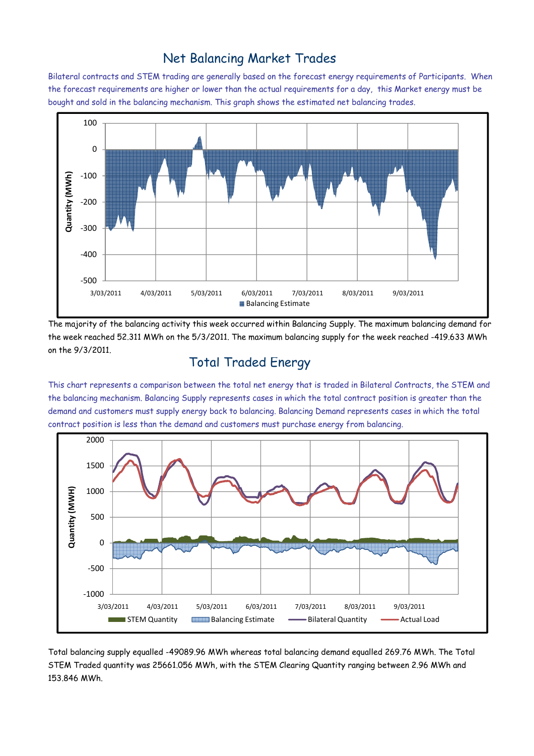## Net Balancing Market Trades

Bilateral contracts and STEM trading are generally based on the forecast energy requirements of Participants. When the forecast requirements are higher or lower than the actual requirements for a day, this Market energy must be bought and sold in the balancing mechanism. This graph shows the estimated net balancing trades.

The majority of the balancing activity this week occurred within Balancing Supply. The maximum balancing demand for the week reached 52.311 MWh on the 5/3/2011. The maximum balancing supply for the week reached -419.633 MWh on the 9/3/2011.

## Total Traded Energy

This chart represents a comparison between the total net energy that is traded in Bilateral Contracts, the STEM and the balancing mechanism. Balancing Supply represents cases in which the total contract position is greater than the demand and customers must supply energy back to balancing. Balancing Demand represents cases in which the total contract position is less than the demand and customers must purchase energy from balancing.

Total balancing supply equalled -49089.96 MWh whereas total balancing demand equalled 269.76 MWh. The Total STEM Traded quantity was 25661.056 MWh, with the STEM Clearing Quantity ranging between 2.96 MWh and 153.846 MWh.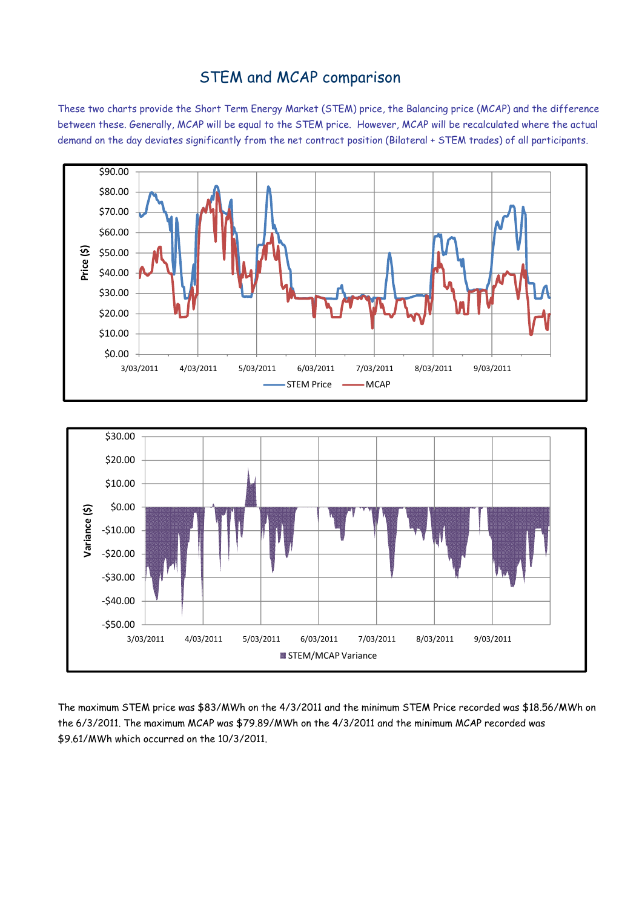# STEM and MCAP comparison

These two charts provide the Short Term Energy Market (STEM) price, the Balancing price (MCAP) and the difference between these. Generally, MCAP will be equal to the STEM price. However, MCAP will be recalculated where the actual demand on the day deviates significantly from the net contract position (Bilateral + STEM trades) of all participants.

$90.00
$80.00
$70.00
$60.00
$50.00
$40.00
$30.00
$20.00
$10.00
$0.00

Price ($)

3/03/2011
4/03/2011
5/03/2011
6/03/2011
7/03/2011
8/03/2011
9/03/2011

STEM Price
MCAP

$30.00
$20.00
$10.00
$0.00
-$10.00
-$20.00
-$30.00
-$40.00
-$50.00

Variance ($)

3/03/2011
4/03/2011
5/03/2011
6/03/2011
7/03/2011
8/03/2011
9/03/2011

STEM/MCAP Variance

The maximum STEM price was $83/MWh on the 4/3/2011 and the minimum STEM Price recorded was $18.56/MWh on the 6/3/2011. The maximum MCAP was $79.89/MWh on the 4/3/2011 and the minimum MCAP recorded was $9.61/MWh which occurred on the 10/3/2011.